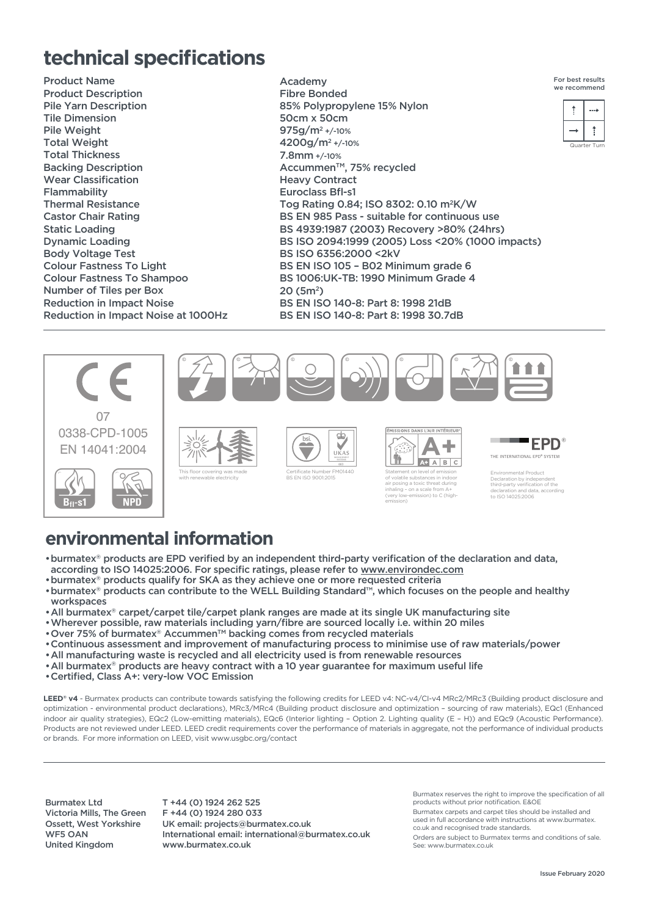# technical specifications

| | |
|---|---|
| Product Name | Academy |
| Product Description | Fibre Bonded |
| Pile Yarn Description | 85% Polypropylene 15% Nylon |
| Tile Dimension | 50cm x 50cm |
| Pile Weight | 975g/m² +/-10% |
| Total Weight | 4200g/m² +/-10% |
| Total Thickness | 7.8mm +/-10% |
| Backing Description | Accummen™, 75% recycled |
| Wear Classification | Heavy Contract |
| Flammability | Euroclass Bfl-s1 |
| Thermal Resistance | Tog Rating 0.84; ISO 8302: 0.10 m²K/W |
| Castor Chair Rating | BS EN 985 Pass - suitable for continuous use |
| Static Loading | BS 4939:1987 (2003) Recovery >80% (24hrs) |
| Dynamic Loading | BS ISO 2094:1999 (2005) Loss <20% (1000 impacts) |
| Body Voltage Test | BS ISO 6356:2000 <2kV |
| Colour Fastness To Light | BS EN ISO 105 – B02 Minimum grade 6 |
| Colour Fastness To Shampoo | BS 1006:UK-TB: 1990 Minimum Grade 4 |
| Number of Tiles per Box | 20 (5m²) |
| Reduction in Impact Noise | BS EN ISO 140-8: Part 8: 1998 21dB |
| Reduction in Impact Noise at 1000Hz | BS EN ISO 140-8: Part 8: 1998 30.7dB |

For best results we recommend

Quarter Turn

CE

07

0338-CPD-1005

EN 14041:2004

Bfl-s1 NPD

This floor covering was made with renewable electricity

Certificate Number FM01440 BS EN ISO 9001:2015

ÉMISSIONS DANS L'AIR INTÉRIEUR

Statement on level of emission of volatile substances in indoor air posing a toxic threat during inhaling - on a scale from A+ (very low-emission) to C (high-emission)

EPD® THE INTERNATIONAL EPD® SYSTEM

Environmental Product Declaration by independent third-party verification of the declaration and data, according to ISO 14025:2006

# environmental information

- burmatex® products are EPD verified by an independent third-party verification of the declaration and data, according to ISO 14025:2006. For specific ratings, please refer to www.environdec.com
- burmatex® products qualify for SKA as they achieve one or more requested criteria
- burmatex® products can contribute to the WELL Building Standard™, which focuses on the people and healthy workspaces
- All burmatex® carpet/carpet tile/carpet plank ranges are made at its single UK manufacturing site
- Wherever possible, raw materials including yarn/fibre are sourced locally i.e. within 20 miles
- Over 75% of burmatex® Accummen™ backing comes from recycled materials
- Continuous assessment and improvement of manufacturing process to minimise use of raw materials/power
- All manufacturing waste is recycled and all electricity used is from renewable resources
- All burmatex® products are heavy contract with a 10 year guarantee for maximum useful life
- Certified, Class A+: very-low VOC Emission

**LEED® v4** - Burmatex products can contribute towards satisfying the following credits for LEED v4: NC-v4/CI-v4 MRc2/MRc3 (Building product disclosure and optimization - environmental product declarations), MRc3/MRc4 (Building product disclosure and optimization – sourcing of raw materials), EQc1 (Enhanced indoor air quality strategies), EQc2 (Low-emitting materials), EQc6 (Interior lighting – Option 2. Lighting quality (E – H)) and EQc9 (Acoustic Performance). Products are not reviewed under LEED. LEED credit requirements cover the performance of materials in aggregate, not the performance of individual products or brands. For more information on LEED, visit www.usgbc.org/contact

Burmatex Ltd
Victoria Mills, The Green
Ossett, West Yorkshire
WF5 OAN
United Kingdom

T +44 (0) 1924 262 525
F +44 (0) 1924 280 033
UK email: projects@burmatex.co.uk
International email: international@burmatex.co.uk
www.burmatex.co.uk

Burmatex reserves the right to improve the specification of all products without prior notification. E&OE

Burmatex carpets and carpet tiles should be installed and used in full accordance with instructions at www.burmatex.co.uk and recognised trade standards.

Orders are subject to Burmatex terms and conditions of sale. See: www.burmatex.co.uk

Issue February 2020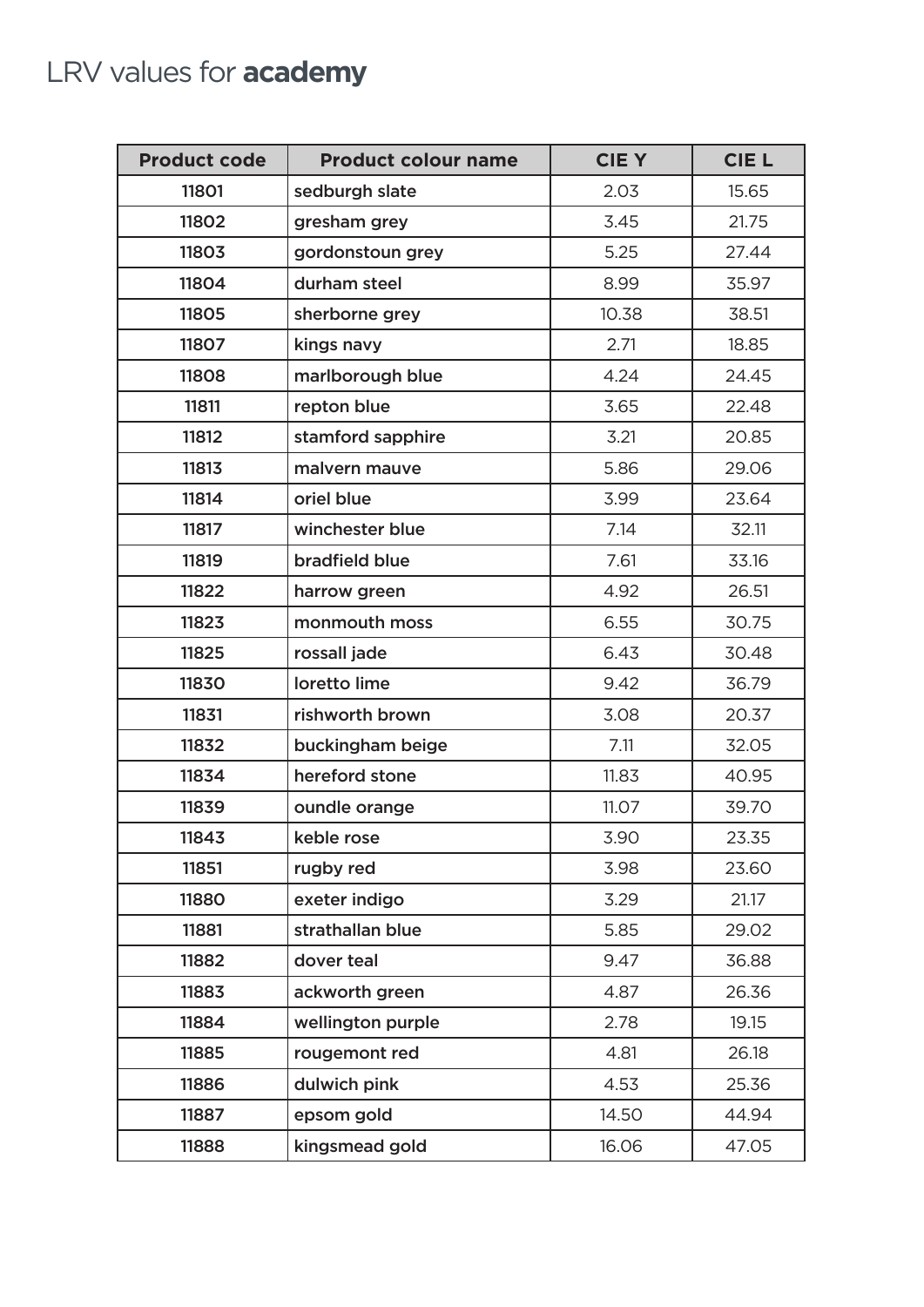# LRV values for **academy**

| Product code | Product colour name | CIE Y | CIE L |
|---|---|---|---|
| 11801 | sedburgh slate | 2.03 | 15.65 |
| 11802 | gresham grey | 3.45 | 21.75 |
| 11803 | gordonstoun grey | 5.25 | 27.44 |
| 11804 | durham steel | 8.99 | 35.97 |
| 11805 | sherborne grey | 10.38 | 38.51 |
| 11807 | kings navy | 2.71 | 18.85 |
| 11808 | marlborough blue | 4.24 | 24.45 |
| 11811 | repton blue | 3.65 | 22.48 |
| 11812 | stamford sapphire | 3.21 | 20.85 |
| 11813 | malvern mauve | 5.86 | 29.06 |
| 11814 | oriel blue | 3.99 | 23.64 |
| 11817 | winchester blue | 7.14 | 32.11 |
| 11819 | bradfield blue | 7.61 | 33.16 |
| 11822 | harrow green | 4.92 | 26.51 |
| 11823 | monmouth moss | 6.55 | 30.75 |
| 11825 | rossall jade | 6.43 | 30.48 |
| 11830 | loretto lime | 9.42 | 36.79 |
| 11831 | rishworth brown | 3.08 | 20.37 |
| 11832 | buckingham beige | 7.11 | 32.05 |
| 11834 | hereford stone | 11.83 | 40.95 |
| 11839 | oundle orange | 11.07 | 39.70 |
| 11843 | keble rose | 3.90 | 23.35 |
| 11851 | rugby red | 3.98 | 23.60 |
| 11880 | exeter indigo | 3.29 | 21.17 |
| 11881 | strathallan blue | 5.85 | 29.02 |
| 11882 | dover teal | 9.47 | 36.88 |
| 11883 | ackworth green | 4.87 | 26.36 |
| 11884 | wellington purple | 2.78 | 19.15 |
| 11885 | rougemont red | 4.81 | 26.18 |
| 11886 | dulwich pink | 4.53 | 25.36 |
| 11887 | epsom gold | 14.50 | 44.94 |
| 11888 | kingsmead gold | 16.06 | 47.05 |